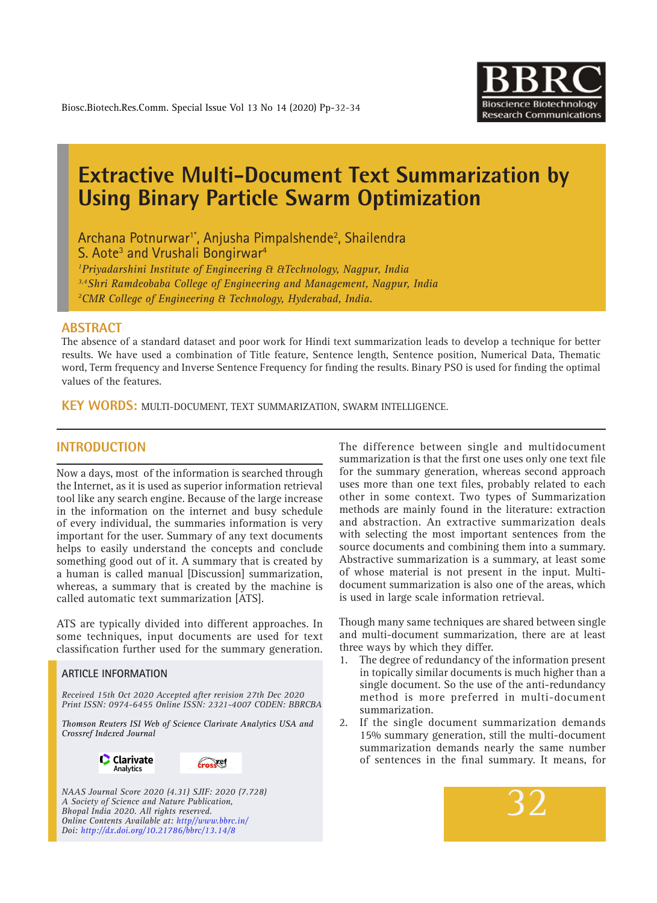# Extractive Multi-Document Text Summarization by Using Binary Particle Swarm Optimization

Archana Potnurwar[1*], Anjusha Pimpalshende[2], Shailendra S. Aote[3] and Vrushali Bongirwar[4]

*[1]Priyadarshini Institute of Engineering & &Technology, Nagpur, India*
*[3,4]Shri Ramdeobaba College of Engineering and Management, Nagpur, India*
*[2]CMR College of Engineering & Technology, Hyderabad, India.*

## ABSTRACT

The absence of a standard dataset and poor work for Hindi text summarization leads to develop a technique for better results. We have used a combination of Title feature, Sentence length, Sentence position, Numerical Data, Thematic word, Term frequency and Inverse Sentence Frequency for finding the results. Binary PSO is used for finding the optimal values of the features.

**KEY WORDS:** MULTI-DOCUMENT, TEXT SUMMARIZATION, SWARM INTELLIGENCE.

## INTRODUCTION

Now a days, most of the information is searched through the Internet, as it is used as superior information retrieval tool like any search engine. Because of the large increase in the information on the internet and busy schedule of every individual, the summaries information is very important for the user. Summary of any text documents helps to easily understand the concepts and conclude something good out of it. A summary that is created by a human is called manual [Discussion] summarization, whereas, a summary that is created by the machine is called automatic text summarization [ATS].

ATS are typically divided into different approaches. In some techniques, input documents are used for text classification further used for the summary generation.

### ARTICLE INFORMATION

*Received 15th Oct 2020 Accepted after revision 27th Dec 2020*
*Print ISSN: 0974-6455 Online ISSN: 2321-4007 CODEN: BBRCBA*

*Thomson Reuters ISI Web of Science Clarivate Analytics USA and Crossref Indexed Journal*

*NAAS Journal Score 2020 (4.31) SJIF: 2020 (7.728)*
*A Society of Science and Nature Publication,*
*Bhopal India 2020. All rights reserved.*
*Online Contents Available at: http//www.bbrc.in/*
*Doi: http://dx.doi.org/10.21786/bbrc/13.14/8*

The difference between single and multidocument summarization is that the first one uses only one text file for the summary generation, whereas second approach uses more than one text files, probably related to each other in some context. Two types of Summarization methods are mainly found in the literature: extraction and abstraction. An extractive summarization deals with selecting the most important sentences from the source documents and combining them into a summary. Abstractive summarization is a summary, at least some of whose material is not present in the input. Multi-document summarization is also one of the areas, which is used in large scale information retrieval.

Though many same techniques are shared between single and multi-document summarization, there are at least three ways by which they differ.

1. The degree of redundancy of the information present in topically similar documents is much higher than a single document. So the use of the anti-redundancy method is more preferred in multi-document summarization.
2. If the single document summarization demands 15% summary generation, still the multi-document summarization demands nearly the same number of sentences in the final summary. It means, for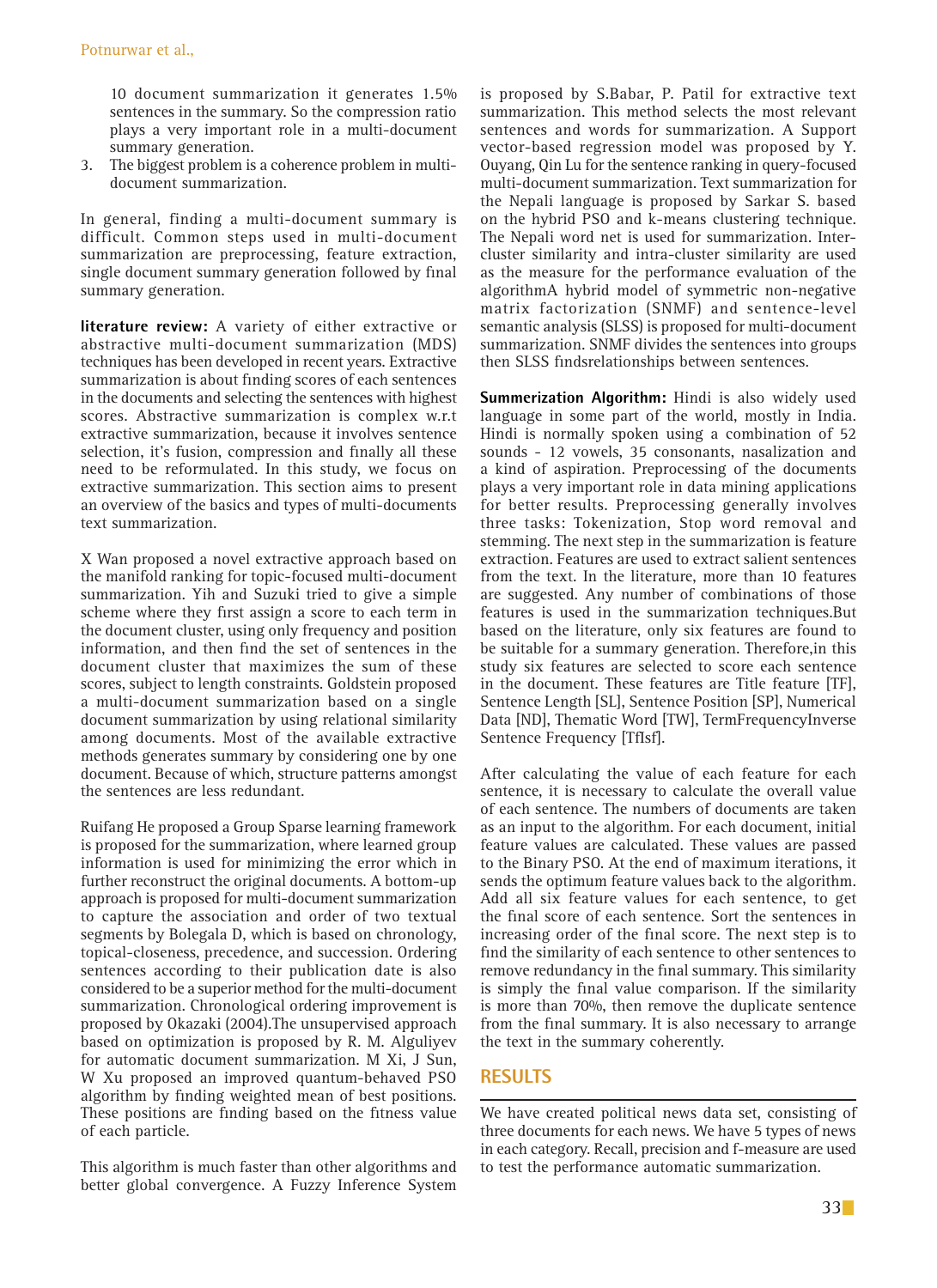10 document summarization it generates 1.5% sentences in the summary. So the compression ratio plays a very important role in a multi-document summary generation.

3. The biggest problem is a coherence problem in multi-document summarization.

In general, finding a multi-document summary is difficult. Common steps used in multi-document summarization are preprocessing, feature extraction, single document summary generation followed by final summary generation.

**literature review:** A variety of either extractive or abstractive multi-document summarization (MDS) techniques has been developed in recent years. Extractive summarization is about finding scores of each sentences in the documents and selecting the sentences with highest scores. Abstractive summarization is complex w.r.t extractive summarization, because it involves sentence selection, it's fusion, compression and finally all these need to be reformulated. In this study, we focus on extractive summarization. This section aims to present an overview of the basics and types of multi-documents text summarization.

X Wan proposed a novel extractive approach based on the manifold ranking for topic-focused multi-document summarization. Yih and Suzuki tried to give a simple scheme where they first assign a score to each term in the document cluster, using only frequency and position information, and then find the set of sentences in the document cluster that maximizes the sum of these scores, subject to length constraints. Goldstein proposed a multi-document summarization based on a single document summarization by using relational similarity among documents. Most of the available extractive methods generates summary by considering one by one document. Because of which, structure patterns amongst the sentences are less redundant.

Ruifang He proposed a Group Sparse learning framework is proposed for the summarization, where learned group information is used for minimizing the error which in further reconstruct the original documents. A bottom-up approach is proposed for multi-document summarization to capture the association and order of two textual segments by Bolegala D, which is based on chronology, topical-closeness, precedence, and succession. Ordering sentences according to their publication date is also considered to be a superior method for the multi-document summarization. Chronological ordering improvement is proposed by Okazaki (2004).The unsupervised approach based on optimization is proposed by R. M. Alguliyev for automatic document summarization. M Xi, J Sun, W Xu proposed an improved quantum-behaved PSO algorithm by finding weighted mean of best positions. These positions are finding based on the fitness value of each particle.

This algorithm is much faster than other algorithms and better global convergence. A Fuzzy Inference System is proposed by S.Babar, P. Patil for extractive text summarization. This method selects the most relevant sentences and words for summarization. A Support vector-based regression model was proposed by Y. Ouyang, Qin Lu for the sentence ranking in query-focused multi-document summarization. Text summarization for the Nepali language is proposed by Sarkar S. based on the hybrid PSO and k-means clustering technique. The Nepali word net is used for summarization. Inter-cluster similarity and intra-cluster similarity are used as the measure for the performance evaluation of the algorithmA hybrid model of symmetric non-negative matrix factorization (SNMF) and sentence-level semantic analysis (SLSS) is proposed for multi-document summarization. SNMF divides the sentences into groups then SLSS findsrelationships between sentences.

**Summerization Algorithm:** Hindi is also widely used language in some part of the world, mostly in India. Hindi is normally spoken using a combination of 52 sounds - 12 vowels, 35 consonants, nasalization and a kind of aspiration. Preprocessing of the documents plays a very important role in data mining applications for better results. Preprocessing generally involves three tasks: Tokenization, Stop word removal and stemming. The next step in the summarization is feature extraction. Features are used to extract salient sentences from the text. In the literature, more than 10 features are suggested. Any number of combinations of those features is used in the summarization techniques.But based on the literature, only six features are found to be suitable for a summary generation. Therefore,in this study six features are selected to score each sentence in the document. These features are Title feature [TF], Sentence Length [SL], Sentence Position [SP], Numerical Data [ND], Thematic Word [TW], TermFrequencyInverse Sentence Frequency [TfIsf].

After calculating the value of each feature for each sentence, it is necessary to calculate the overall value of each sentence. The numbers of documents are taken as an input to the algorithm. For each document, initial feature values are calculated. These values are passed to the Binary PSO. At the end of maximum iterations, it sends the optimum feature values back to the algorithm. Add all six feature values for each sentence, to get the final score of each sentence. Sort the sentences in increasing order of the final score. The next step is to find the similarity of each sentence to other sentences to remove redundancy in the final summary. This similarity is simply the final value comparison. If the similarity is more than 70%, then remove the duplicate sentence from the final summary. It is also necessary to arrange the text in the summary coherently.

## RESULTS

We have created political news data set, consisting of three documents for each news. We have 5 types of news in each category. Recall, precision and f-measure are used to test the performance automatic summarization.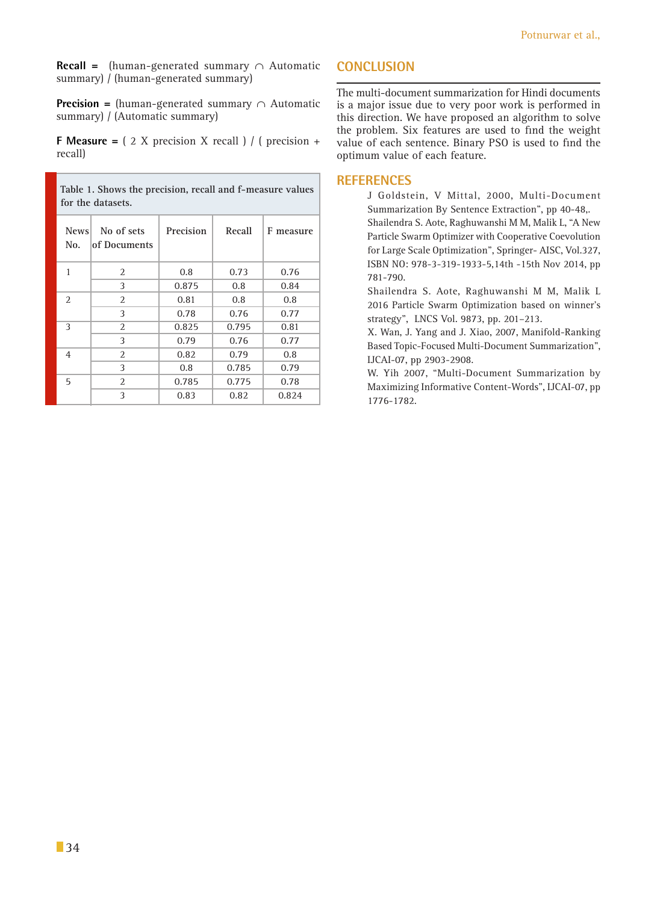**Recall** = (human-generated summary ∩ Automatic summary) / (human-generated summary)

**Precision** = (human-generated summary ∩ Automatic summary) / (Automatic summary)

**F Measure** = ( 2 X precision X recall ) / ( precision + recall)

Table 1. Shows the precision, recall and f-measure values for the datasets.

| News No. | No of sets of Documents | Precision | Recall | F measure |
|---|---|---|---|---|
| 1 | 2 | 0.8 | 0.73 | 0.76 |
| | 3 | 0.875 | 0.8 | 0.84 |
| 2 | 2 | 0.81 | 0.8 | 0.8 |
| | 3 | 0.78 | 0.76 | 0.77 |
| 3 | 2 | 0.825 | 0.795 | 0.81 |
| | 3 | 0.79 | 0.76 | 0.77 |
| 4 | 2 | 0.82 | 0.79 | 0.8 |
| | 3 | 0.8 | 0.785 | 0.79 |
| 5 | 2 | 0.785 | 0.775 | 0.78 |
| | 3 | 0.83 | 0.82 | 0.824 |

## CONCLUSION

The multi-document summarization for Hindi documents is a major issue due to very poor work is performed in this direction. We have proposed an algorithm to solve the problem. Six features are used to find the weight value of each sentence. Binary PSO is used to find the optimum value of each feature.

## REFERENCES

J Goldstein, V Mittal, 2000, Multi-Document Summarization By Sentence Extraction", pp 40-48,.

Shailendra S. Aote, Raghuwanshi M M, Malik L, "A New Particle Swarm Optimizer with Cooperative Coevolution for Large Scale Optimization", Springer- AISC, Vol.327, ISBN NO: 978-3-319-1933-5,14th -15th Nov 2014, pp 781-790.

Shailendra S. Aote, Raghuwanshi M M, Malik L 2016 Particle Swarm Optimization based on winner's strategy", LNCS Vol. 9873, pp. 201–213.

X. Wan, J. Yang and J. Xiao, 2007, Manifold-Ranking Based Topic-Focused Multi-Document Summarization", IJCAI-07, pp 2903-2908.

W. Yih 2007, "Multi-Document Summarization by Maximizing Informative Content-Words", IJCAI-07, pp 1776-1782.